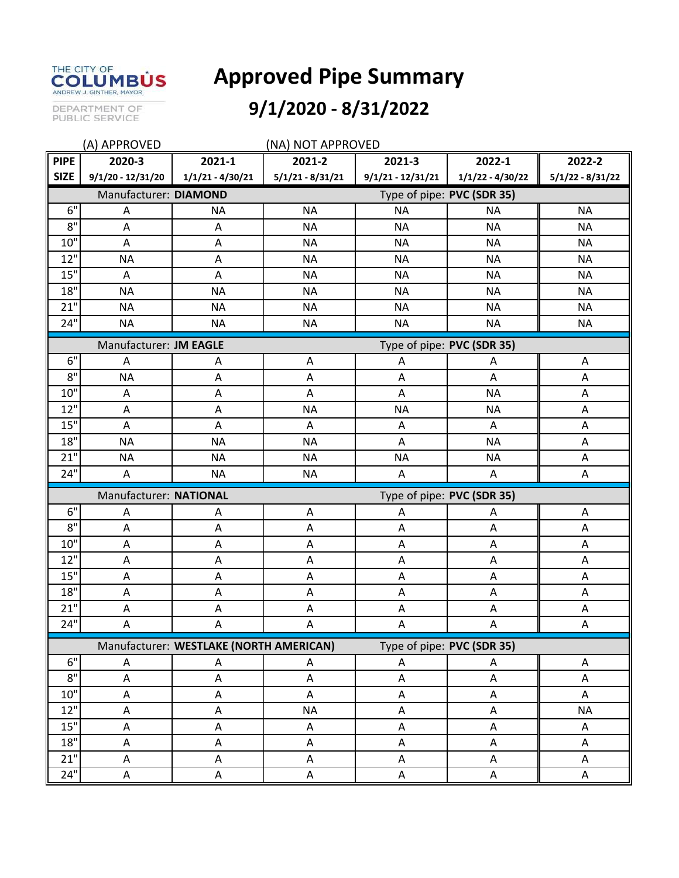THE CITY OF COLUMBUS
ANDREW J. GINTHER, MAYOR

DEPARTMENT OF PUBLIC SERVICE

# Approved Pipe Summary

## 9/1/2020 - 8/31/2022

(A) APPROVED (NA) NOT APPROVED

| PIPE SIZE | 2020-3<br>9/1/20 - 12/31/20 | 2021-1<br>1/1/21 - 4/30/21 | 2021-2<br>5/1/21 - 8/31/21 | 2021-3<br>9/1/21 - 12/31/21 | 2022-1<br>1/1/22 - 4/30/22 | 2022-2<br>5/1/22 - 8/31/22 |
|---|---|---|---|---|---|---|
| **Manufacturer: DIAMOND** | | | **Type of pipe: PVC (SDR 35)** | | | |
| 6" | A | NA | NA | NA | NA | NA |
| 8" | A | A | NA | NA | NA | NA |
| 10" | A | A | NA | NA | NA | NA |
| 12" | NA | A | NA | NA | NA | NA |
| 15" | A | A | NA | NA | NA | NA |
| 18" | NA | NA | NA | NA | NA | NA |
| 21" | NA | NA | NA | NA | NA | NA |
| 24" | NA | NA | NA | NA | NA | NA |
| **Manufacturer: JM EAGLE** | | | **Type of pipe: PVC (SDR 35)** | | | |
| 6" | A | A | A | A | A | A |
| 8" | NA | A | A | A | A | A |
| 10" | A | A | A | A | NA | A |
| 12" | A | A | NA | NA | NA | A |
| 15" | A | A | A | A | A | A |
| 18" | NA | NA | NA | A | NA | A |
| 21" | NA | NA | NA | NA | NA | A |
| 24" | A | NA | NA | A | A | A |
| **Manufacturer: NATIONAL** | | | **Type of pipe: PVC (SDR 35)** | | | |
| 6" | A | A | A | A | A | A |
| 8" | A | A | A | A | A | A |
| 10" | A | A | A | A | A | A |
| 12" | A | A | A | A | A | A |
| 15" | A | A | A | A | A | A |
| 18" | A | A | A | A | A | A |
| 21" | A | A | A | A | A | A |
| 24" | A | A | A | A | A | A |
| **Manufacturer: WESTLAKE (NORTH AMERICAN)** | | | **Type of pipe: PVC (SDR 35)** | | | |
| 6" | A | A | A | A | A | A |
| 8" | A | A | A | A | A | A |
| 10" | A | A | A | A | A | A |
| 12" | A | A | NA | A | A | NA |
| 15" | A | A | A | A | A | A |
| 18" | A | A | A | A | A | A |
| 21" | A | A | A | A | A | A |
| 24" | A | A | A | A | A | A |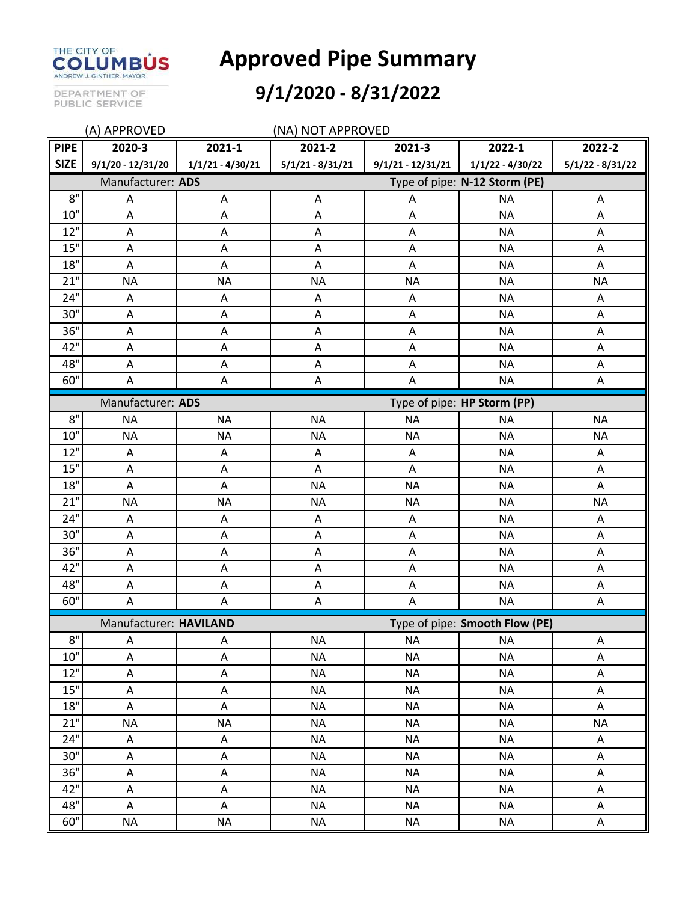# Approved Pipe Summary

## 9/1/2020 - 8/31/2022

THE CITY OF COLUMBUS
ANDREW J. GINTHER, MAYOR
DEPARTMENT OF PUBLIC SERVICE

(A) APPROVED (NA) NOT APPROVED

| PIPE SIZE | 2020-3 9/1/20 - 12/31/20 | 2021-1 1/1/21 - 4/30/21 | 2021-2 5/1/21 - 8/31/21 | 2021-3 9/1/21 - 12/31/21 | 2022-1 1/1/22 - 4/30/22 | 2022-2 5/1/22 - 8/31/22 |
|---|---|---|---|---|---|---|
| Manufacturer: **ADS** | | | Type of pipe: **N-12 Storm (PE)** | | | |
| 8" | A | A | A | A | NA | A |
| 10" | A | A | A | A | NA | A |
| 12" | A | A | A | A | NA | A |
| 15" | A | A | A | A | NA | A |
| 18" | A | A | A | A | NA | A |
| 21" | NA | NA | NA | NA | NA | NA |
| 24" | A | A | A | A | NA | A |
| 30" | A | A | A | A | NA | A |
| 36" | A | A | A | A | NA | A |
| 42" | A | A | A | A | NA | A |
| 48" | A | A | A | A | NA | A |
| 60" | A | A | A | A | NA | A |
| Manufacturer: **ADS** | | | Type of pipe: **HP Storm (PP)** | | | |
| 8" | NA | NA | NA | NA | NA | NA |
| 10" | NA | NA | NA | NA | NA | NA |
| 12" | A | A | A | A | NA | A |
| 15" | A | A | A | A | NA | A |
| 18" | A | A | NA | NA | NA | A |
| 21" | NA | NA | NA | NA | NA | NA |
| 24" | A | A | A | A | NA | A |
| 30" | A | A | A | A | NA | A |
| 36" | A | A | A | A | NA | A |
| 42" | A | A | A | A | NA | A |
| 48" | A | A | A | A | NA | A |
| 60" | A | A | A | A | NA | A |
| Manufacturer: **HAVILAND** | | | Type of pipe: **Smooth Flow (PE)** | | | |
| 8" | A | A | NA | NA | NA | A |
| 10" | A | A | NA | NA | NA | A |
| 12" | A | A | NA | NA | NA | A |
| 15" | A | A | NA | NA | NA | A |
| 18" | A | A | NA | NA | NA | A |
| 21" | NA | NA | NA | NA | NA | NA |
| 24" | A | A | NA | NA | NA | A |
| 30" | A | A | NA | NA | NA | A |
| 36" | A | A | NA | NA | NA | A |
| 42" | A | A | NA | NA | NA | A |
| 48" | A | A | NA | NA | NA | A |
| 60" | NA | NA | NA | NA | NA | A |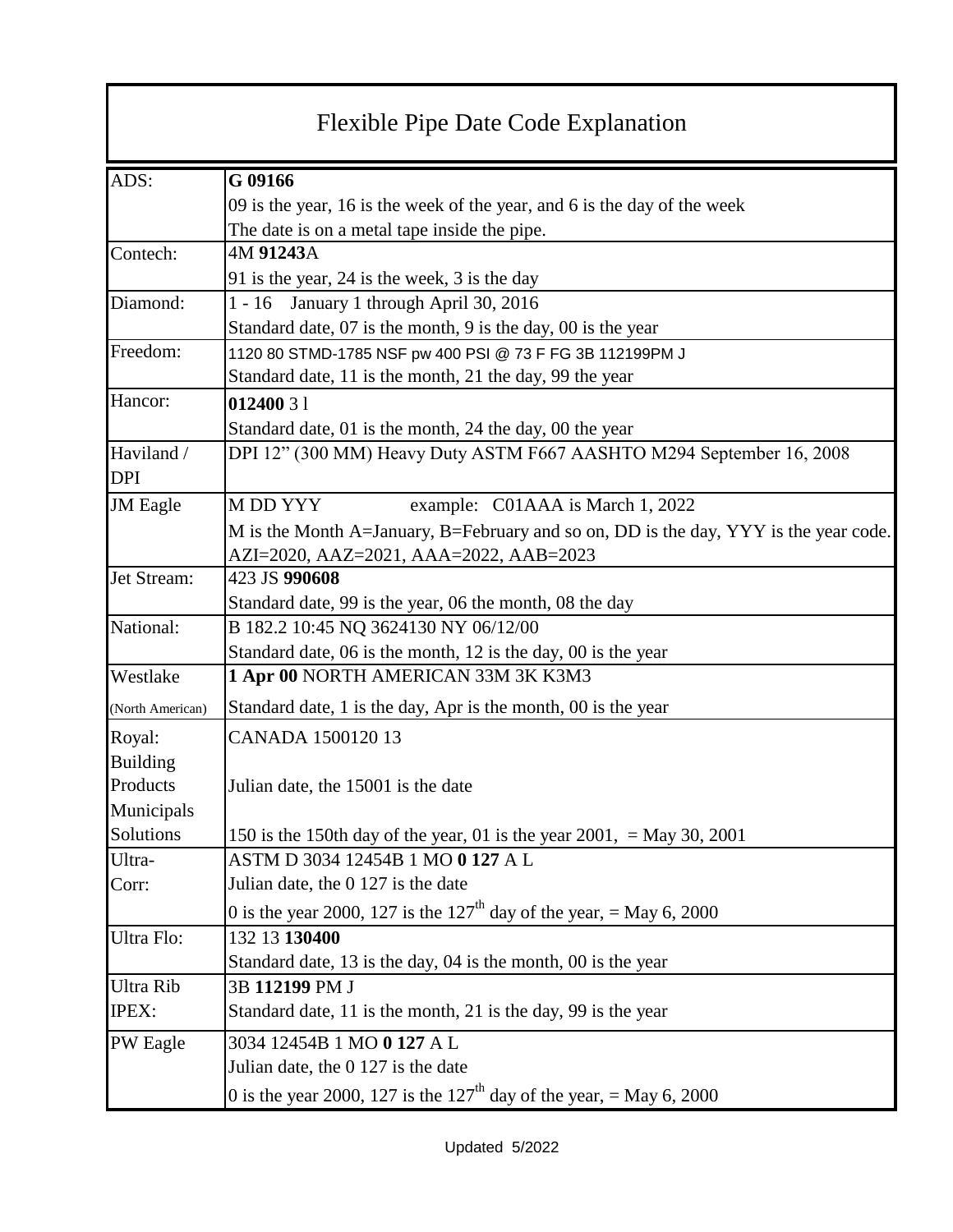# Flexible Pipe Date Code Explanation

| | |
|---|---|
| ADS: | **G 09166**<br>09 is the year, 16 is the week of the year, and 6 is the day of the week<br>The date is on a metal tape inside the pipe. |
| Contech: | 4M **91243**A<br>91 is the year, 24 is the week, 3 is the day |
| Diamond: | 1 - 16 January 1 through April 30, 2016<br>Standard date, 07 is the month, 9 is the day, 00 is the year |
| Freedom: | 1120 80 STMD-1785 NSF pw 400 PSI @ 73 F FG 3B 112199PM J<br>Standard date, 11 is the month, 21 the day, 99 the year |
| Hancor: | **012400** 3 l<br>Standard date, 01 is the month, 24 the day, 00 the year |
| Haviland / DPI | DPI 12" (300 MM) Heavy Duty ASTM F667 AASHTO M294 September 16, 2008 |
| JM Eagle | M DD YYY example: C01AAA is March 1, 2022<br>M is the Month A=January, B=February and so on, DD is the day, YYY is the year code.<br>AZI=2020, AAZ=2021, AAA=2022, AAB=2023 |
| Jet Stream: | 423 JS **990608**<br>Standard date, 99 is the year, 06 the month, 08 the day |
| National: | B 182.2 10:45 NQ 3624130 NY 06/12/00<br>Standard date, 06 is the month, 12 is the day, 00 is the year |
| Westlake (North American) | **1 Apr 00** NORTH AMERICAN 33M 3K K3M3<br>Standard date, 1 is the day, Apr is the month, 00 is the year |
| Royal: Building Products Municipals Solutions | CANADA 1500120 13<br>Julian date, the 15001 is the date<br>150 is the 150th day of the year, 01 is the year 2001, = May 30, 2001 |
| Ultra-Corr: | ASTM D 3034 12454B 1 MO **0 127** A L<br>Julian date, the 0 127 is the date<br>0 is the year 2000, 127 is the 127th day of the year, = May 6, 2000 |
| Ultra Flo: | 132 13 **130400**<br>Standard date, 13 is the day, 04 is the month, 00 is the year |
| Ultra Rib IPEX: | 3B **112199** PM J<br>Standard date, 11 is the month, 21 is the day, 99 is the year |
| PW Eagle | 3034 12454B 1 MO **0 127** A L<br>Julian date, the 0 127 is the date<br>0 is the year 2000, 127 is the 127th day of the year, = May 6, 2000 |

Updated 5/2022